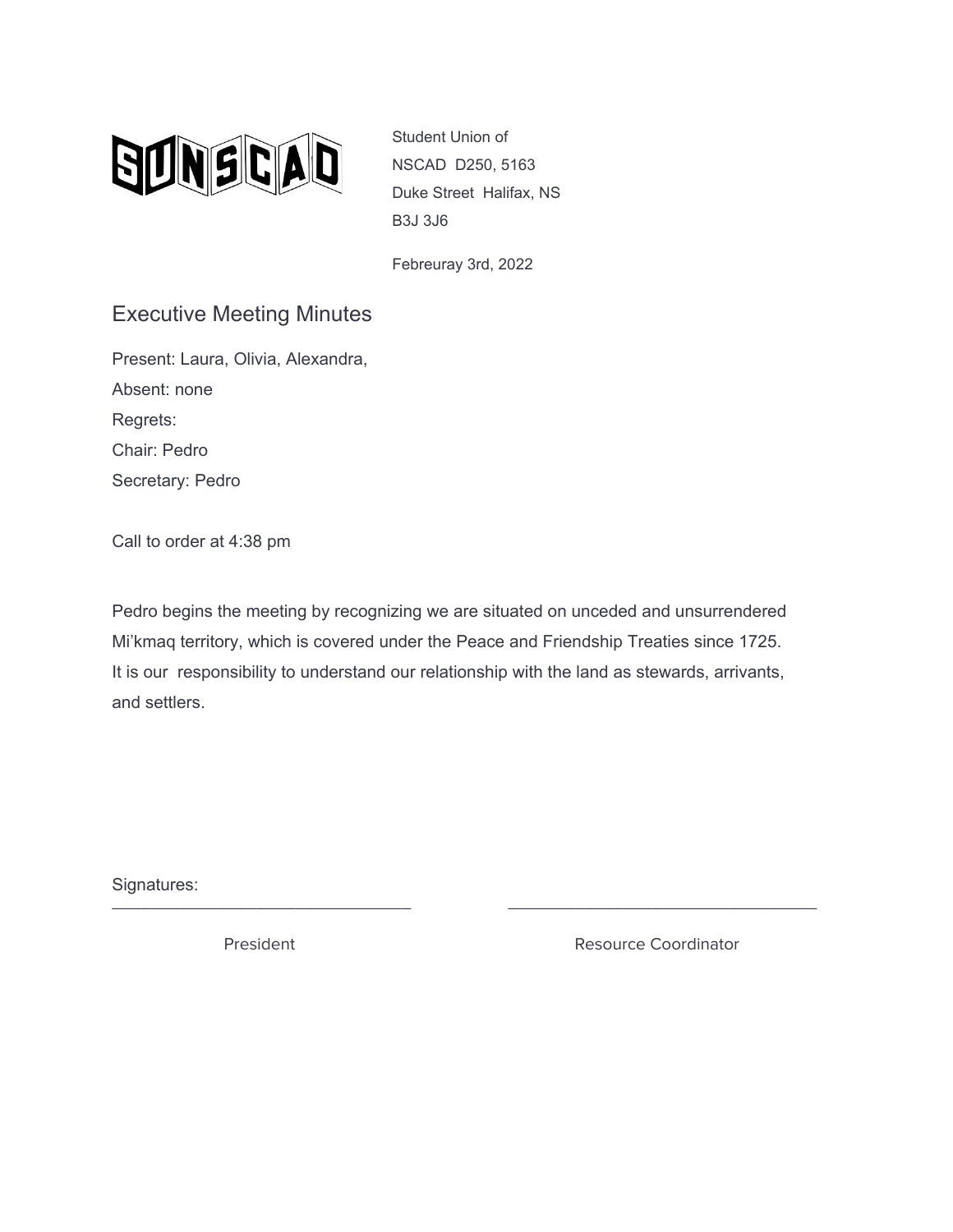SUNSCAD

Student Union of
NSCAD D250, 5163
Duke Street Halifax, NS
B3J 3J6

Febreuray 3rd, 2022

# Executive Meeting Minutes

Present: Laura, Olivia, Alexandra,

Absent: none

Regrets:

Chair: Pedro

Secretary: Pedro

Call to order at 4:38 pm

Pedro begins the meeting by recognizing we are situated on unceded and unsurrendered Mi'kmaq territory, which is covered under the Peace and Friendship Treaties since 1725. It is our responsibility to understand our relationship with the land as stewards, arrivants, and settlers.

Signatures:

\_\_\_\_\_\_\_\_\_\_\_\_\_\_\_\_\_\_\_\_\_\_\_\_\_\_\_\_\_\_\_\_ President

\_\_\_\_\_\_\_\_\_\_\_\_\_\_\_\_\_\_\_\_\_\_\_\_\_\_\_\_\_\_\_\_ Resource Coordinator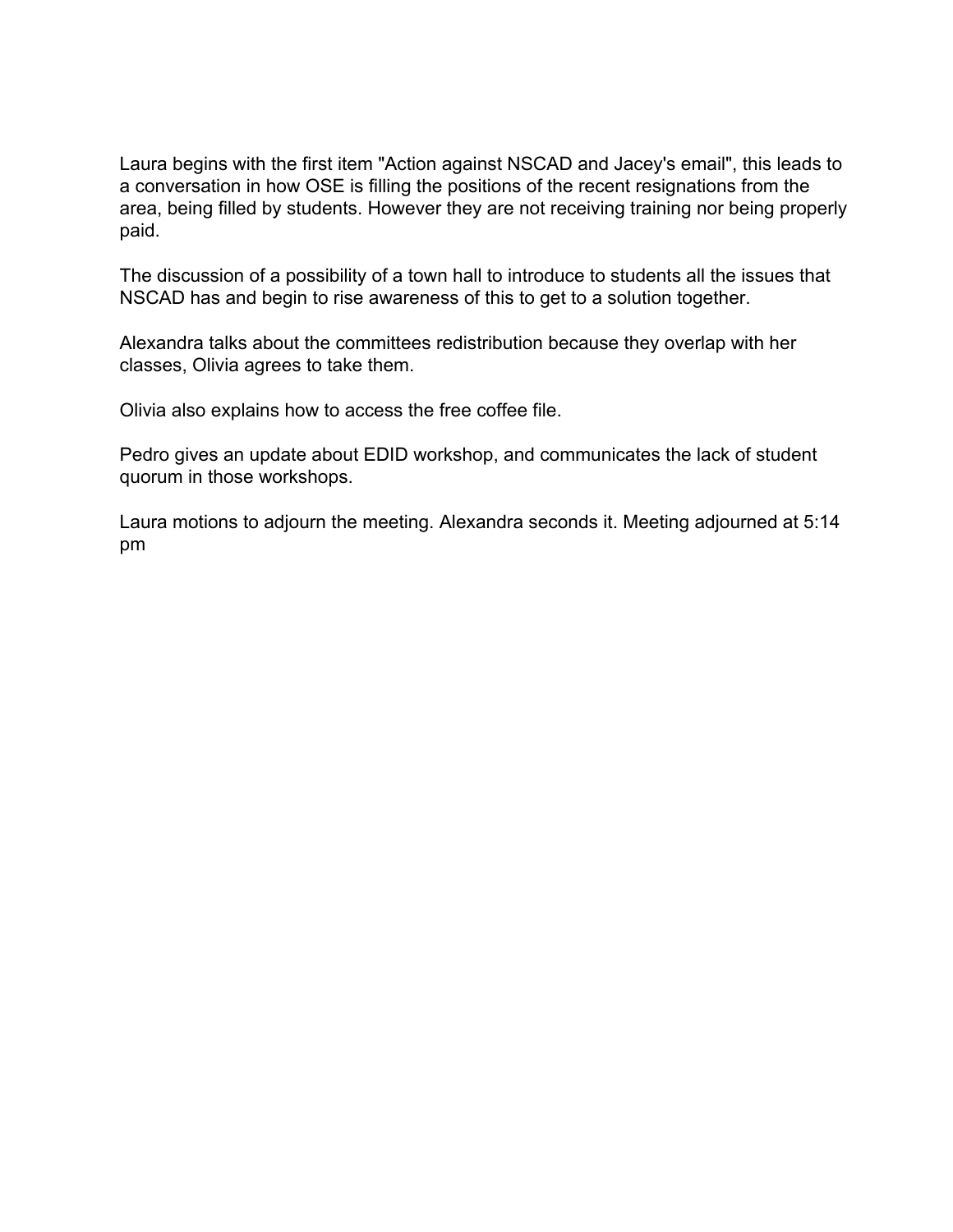Laura begins with the first item "Action against NSCAD and Jacey's email", this leads to a conversation in how OSE is filling the positions of the recent resignations from the area, being filled by students. However they are not receiving training nor being properly paid.

The discussion of a possibility of a town hall to introduce to students all the issues that NSCAD has and begin to rise awareness of this to get to a solution together.

Alexandra talks about the committees redistribution because they overlap with her classes, Olivia agrees to take them.

Olivia also explains how to access the free coffee file.

Pedro gives an update about EDID workshop, and communicates the lack of student quorum in those workshops.

Laura motions to adjourn the meeting. Alexandra seconds it. Meeting adjourned at 5:14 pm